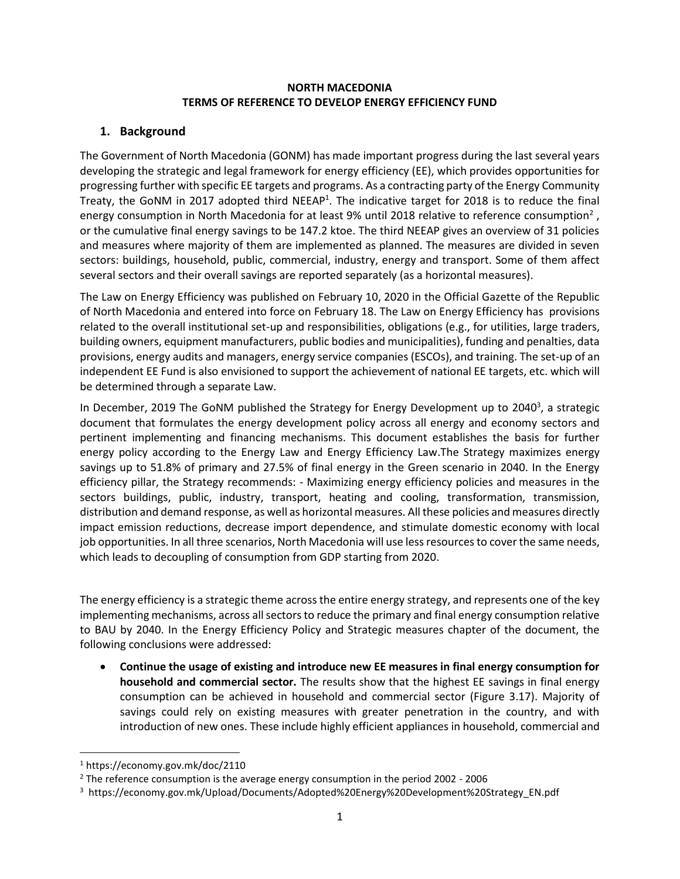**NORTH MACEDONIA**
**TERMS OF REFERENCE TO DEVELOP ENERGY EFFICIENCY FUND**

## 1. Background

The Government of North Macedonia (GONM) has made important progress during the last several years developing the strategic and legal framework for energy efficiency (EE), which provides opportunities for progressing further with specific EE targets and programs. As a contracting party of the Energy Community Treaty, the GoNM in 2017 adopted third NEEAP[1]. The indicative target for 2018 is to reduce the final energy consumption in North Macedonia for at least 9% until 2018 relative to reference consumption[2] , or the cumulative final energy savings to be 147.2 ktoe. The third NEEAP gives an overview of 31 policies and measures where majority of them are implemented as planned. The measures are divided in seven sectors: buildings, household, public, commercial, industry, energy and transport. Some of them affect several sectors and their overall savings are reported separately (as a horizontal measures).

The Law on Energy Efficiency was published on February 10, 2020 in the Official Gazette of the Republic of North Macedonia and entered into force on February 18. The Law on Energy Efficiency has provisions related to the overall institutional set-up and responsibilities, obligations (e.g., for utilities, large traders, building owners, equipment manufacturers, public bodies and municipalities), funding and penalties, data provisions, energy audits and managers, energy service companies (ESCOs), and training. The set-up of an independent EE Fund is also envisioned to support the achievement of national EE targets, etc. which will be determined through a separate Law.

In December, 2019 The GoNM published the Strategy for Energy Development up to 2040[3], a strategic document that formulates the energy development policy across all energy and economy sectors and pertinent implementing and financing mechanisms. This document establishes the basis for further energy policy according to the Energy Law and Energy Efficiency Law.The Strategy maximizes energy savings up to 51.8% of primary and 27.5% of final energy in the Green scenario in 2040. In the Energy efficiency pillar, the Strategy recommends: - Maximizing energy efficiency policies and measures in the sectors buildings, public, industry, transport, heating and cooling, transformation, transmission, distribution and demand response, as well as horizontal measures. All these policies and measures directly impact emission reductions, decrease import dependence, and stimulate domestic economy with local job opportunities. In all three scenarios, North Macedonia will use less resources to cover the same needs, which leads to decoupling of consumption from GDP starting from 2020.

The energy efficiency is a strategic theme across the entire energy strategy, and represents one of the key implementing mechanisms, across all sectors to reduce the primary and final energy consumption relative to BAU by 2040. In the Energy Efficiency Policy and Strategic measures chapter of the document, the following conclusions were addressed:

- **Continue the usage of existing and introduce new EE measures in final energy consumption for household and commercial sector.** The results show that the highest EE savings in final energy consumption can be achieved in household and commercial sector (Figure 3.17). Majority of savings could rely on existing measures with greater penetration in the country, and with introduction of new ones. These include highly efficient appliances in household, commercial and

---

[1] https://economy.gov.mk/doc/2110

[2] The reference consumption is the average energy consumption in the period 2002 - 2006

[3] https://economy.gov.mk/Upload/Documents/Adopted%20Energy%20Development%20Strategy_EN.pdf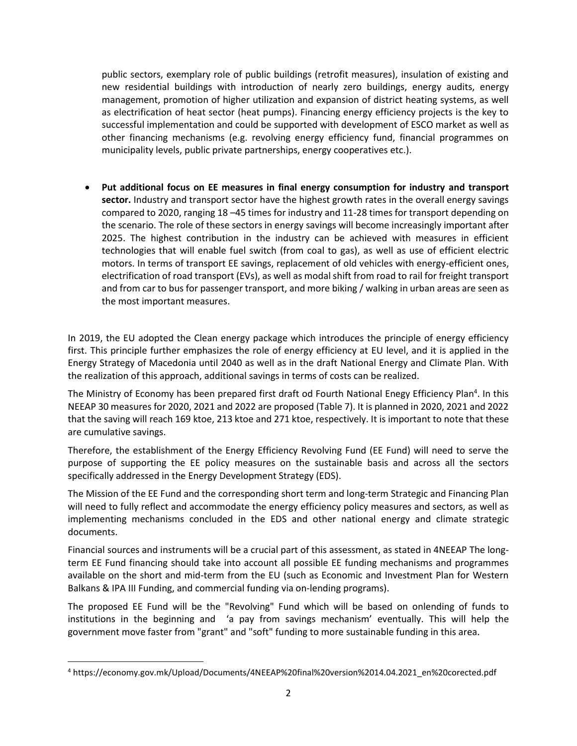public sectors, exemplary role of public buildings (retrofit measures), insulation of existing and new residential buildings with introduction of nearly zero buildings, energy audits, energy management, promotion of higher utilization and expansion of district heating systems, as well as electrification of heat sector (heat pumps). Financing energy efficiency projects is the key to successful implementation and could be supported with development of ESCO market as well as other financing mechanisms (e.g. revolving energy efficiency fund, financial programmes on municipality levels, public private partnerships, energy cooperatives etc.).

- **Put additional focus on EE measures in final energy consumption for industry and transport sector.** Industry and transport sector have the highest growth rates in the overall energy savings compared to 2020, ranging 18 –45 times for industry and 11-28 times for transport depending on the scenario. The role of these sectors in energy savings will become increasingly important after 2025. The highest contribution in the industry can be achieved with measures in efficient technologies that will enable fuel switch (from coal to gas), as well as use of efficient electric motors. In terms of transport EE savings, replacement of old vehicles with energy-efficient ones, electrification of road transport (EVs), as well as modal shift from road to rail for freight transport and from car to bus for passenger transport, and more biking / walking in urban areas are seen as the most important measures.

In 2019, the EU adopted the Clean energy package which introduces the principle of energy efficiency first. This principle further emphasizes the role of energy efficiency at EU level, and it is applied in the Energy Strategy of Macedonia until 2040 as well as in the draft National Energy and Climate Plan. With the realization of this approach, additional savings in terms of costs can be realized.

The Ministry of Economy has been prepared first draft od Fourth National Enegy Efficiency Plan[4]. In this NEEAP 30 measures for 2020, 2021 and 2022 are proposed (Table 7). It is planned in 2020, 2021 and 2022 that the saving will reach 169 ktoe, 213 ktoe and 271 ktoe, respectively. It is important to note that these are cumulative savings.

Therefore, the establishment of the Energy Efficiency Revolving Fund (EE Fund) will need to serve the purpose of supporting the EE policy measures on the sustainable basis and across all the sectors specifically addressed in the Energy Development Strategy (EDS).

The Mission of the EE Fund and the corresponding short term and long-term Strategic and Financing Plan will need to fully reflect and accommodate the energy efficiency policy measures and sectors, as well as implementing mechanisms concluded in the EDS and other national energy and climate strategic documents.

Financial sources and instruments will be a crucial part of this assessment, as stated in 4NEEAP The long-term EE Fund financing should take into account all possible EE funding mechanisms and programmes available on the short and mid-term from the EU (such as Economic and Investment Plan for Western Balkans & IPA III Funding, and commercial funding via on-lending programs).

The proposed EE Fund will be the "Revolving" Fund which will be based on onlending of funds to institutions in the beginning and 'a pay from savings mechanism' eventually. This will help the government move faster from "grant" and "soft" funding to more sustainable funding in this area.

[4] https://economy.gov.mk/Upload/Documents/4NEEAP%20final%20version%2014.04.2021_en%20corected.pdf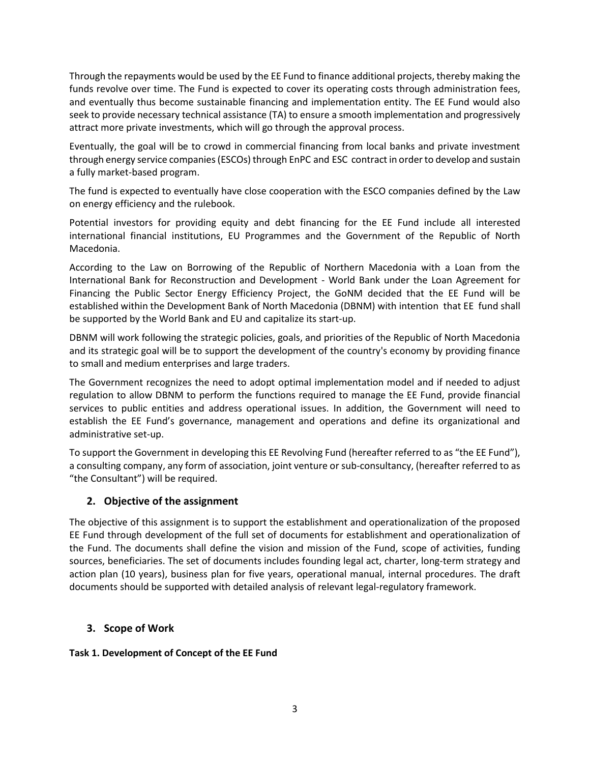Through the repayments would be used by the EE Fund to finance additional projects, thereby making the funds revolve over time. The Fund is expected to cover its operating costs through administration fees, and eventually thus become sustainable financing and implementation entity. The EE Fund would also seek to provide necessary technical assistance (TA) to ensure a smooth implementation and progressively attract more private investments, which will go through the approval process.

Eventually, the goal will be to crowd in commercial financing from local banks and private investment through energy service companies (ESCOs) through EnPC and ESC contract in order to develop and sustain a fully market-based program.

The fund is expected to eventually have close cooperation with the ESCO companies defined by the Law on energy efficiency and the rulebook.

Potential investors for providing equity and debt financing for the EE Fund include all interested international financial institutions, EU Programmes and the Government of the Republic of North Macedonia.

According to the Law on Borrowing of the Republic of Northern Macedonia with a Loan from the International Bank for Reconstruction and Development - World Bank under the Loan Agreement for Financing the Public Sector Energy Efficiency Project, the GoNM decided that the EE Fund will be established within the Development Bank of North Macedonia (DBNM) with intention that EE fund shall be supported by the World Bank and EU and capitalize its start-up.

DBNM will work following the strategic policies, goals, and priorities of the Republic of North Macedonia and its strategic goal will be to support the development of the country's economy by providing finance to small and medium enterprises and large traders.

The Government recognizes the need to adopt optimal implementation model and if needed to adjust regulation to allow DBNM to perform the functions required to manage the EE Fund, provide financial services to public entities and address operational issues. In addition, the Government will need to establish the EE Fund's governance, management and operations and define its organizational and administrative set-up.

To support the Government in developing this EE Revolving Fund (hereafter referred to as "the EE Fund"), a consulting company, any form of association, joint venture or sub-consultancy, (hereafter referred to as "the Consultant") will be required.

## 2. Objective of the assignment

The objective of this assignment is to support the establishment and operationalization of the proposed EE Fund through development of the full set of documents for establishment and operationalization of the Fund. The documents shall define the vision and mission of the Fund, scope of activities, funding sources, beneficiaries. The set of documents includes founding legal act, charter, long-term strategy and action plan (10 years), business plan for five years, operational manual, internal procedures. The draft documents should be supported with detailed analysis of relevant legal-regulatory framework.

## 3. Scope of Work

**Task 1. Development of Concept of the EE Fund**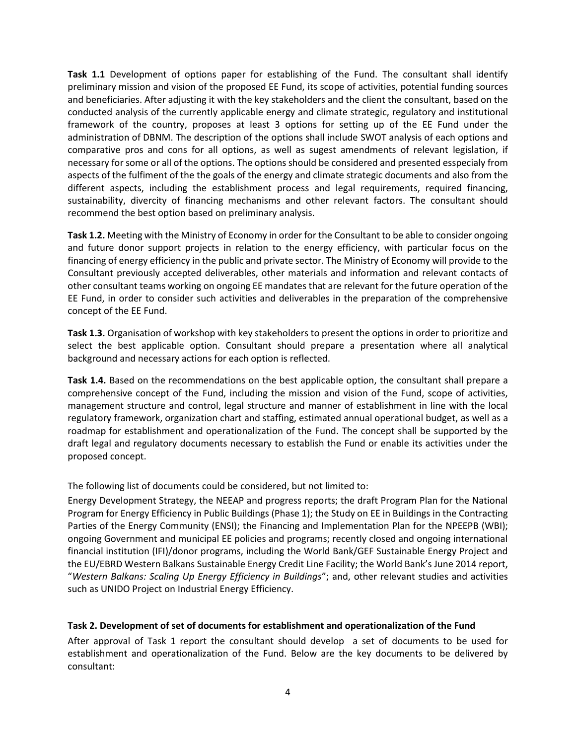**Task 1.1** Development of options paper for establishing of the Fund. The consultant shall identify preliminary mission and vision of the proposed EE Fund, its scope of activities, potential funding sources and beneficiaries. After adjusting it with the key stakeholders and the client the consultant, based on the conducted analysis of the currently applicable energy and climate strategic, regulatory and institutional framework of the country, proposes at least 3 options for setting up of the EE Fund under the administration of DBNM. The description of the options shall include SWOT analysis of each options and comparative pros and cons for all options, as well as sugest amendments of relevant legislation, if necessary for some or all of the options. The options should be considered and presented esspecialy from aspects of the fulfiment of the the goals of the energy and climate strategic documents and also from the different aspects, including the establishment process and legal requirements, required financing, sustainability, divercity of financing mechanisms and other relevant factors. The consultant should recommend the best option based on preliminary analysis.

**Task 1.2.** Meeting with the Ministry of Economy in order for the Consultant to be able to consider ongoing and future donor support projects in relation to the energy efficiency, with particular focus on the financing of energy efficiency in the public and private sector. The Ministry of Economy will provide to the Consultant previously accepted deliverables, other materials and information and relevant contacts of other consultant teams working on ongoing EE mandates that are relevant for the future operation of the EE Fund, in order to consider such activities and deliverables in the preparation of the comprehensive concept of the EE Fund.

**Task 1.3.** Organisation of workshop with key stakeholders to present the options in order to prioritize and select the best applicable option. Consultant should prepare a presentation where all analytical background and necessary actions for each option is reflected.

**Task 1.4.** Based on the recommendations on the best applicable option, the consultant shall prepare a comprehensive concept of the Fund, including the mission and vision of the Fund, scope of activities, management structure and control, legal structure and manner of establishment in line with the local regulatory framework, organization chart and staffing, estimated annual operational budget, as well as a roadmap for establishment and operationalization of the Fund. The concept shall be supported by the draft legal and regulatory documents necessary to establish the Fund or enable its activities under the proposed concept.

The following list of documents could be considered, but not limited to:

Energy Development Strategy, the NEEAP and progress reports; the draft Program Plan for the National Program for Energy Efficiency in Public Buildings (Phase 1); the Study on EE in Buildings in the Contracting Parties of the Energy Community (ENSI); the Financing and Implementation Plan for the NPEEPB (WBI); ongoing Government and municipal EE policies and programs; recently closed and ongoing international financial institution (IFI)/donor programs, including the World Bank/GEF Sustainable Energy Project and the EU/EBRD Western Balkans Sustainable Energy Credit Line Facility; the World Bank's June 2014 report, "*Western Balkans: Scaling Up Energy Efficiency in Buildings*"; and, other relevant studies and activities such as UNIDO Project on Industrial Energy Efficiency.

**Task 2. Development of set of documents for establishment and operationalization of the Fund**

After approval of Task 1 report the consultant should develop a set of documents to be used for establishment and operationalization of the Fund. Below are the key documents to be delivered by consultant: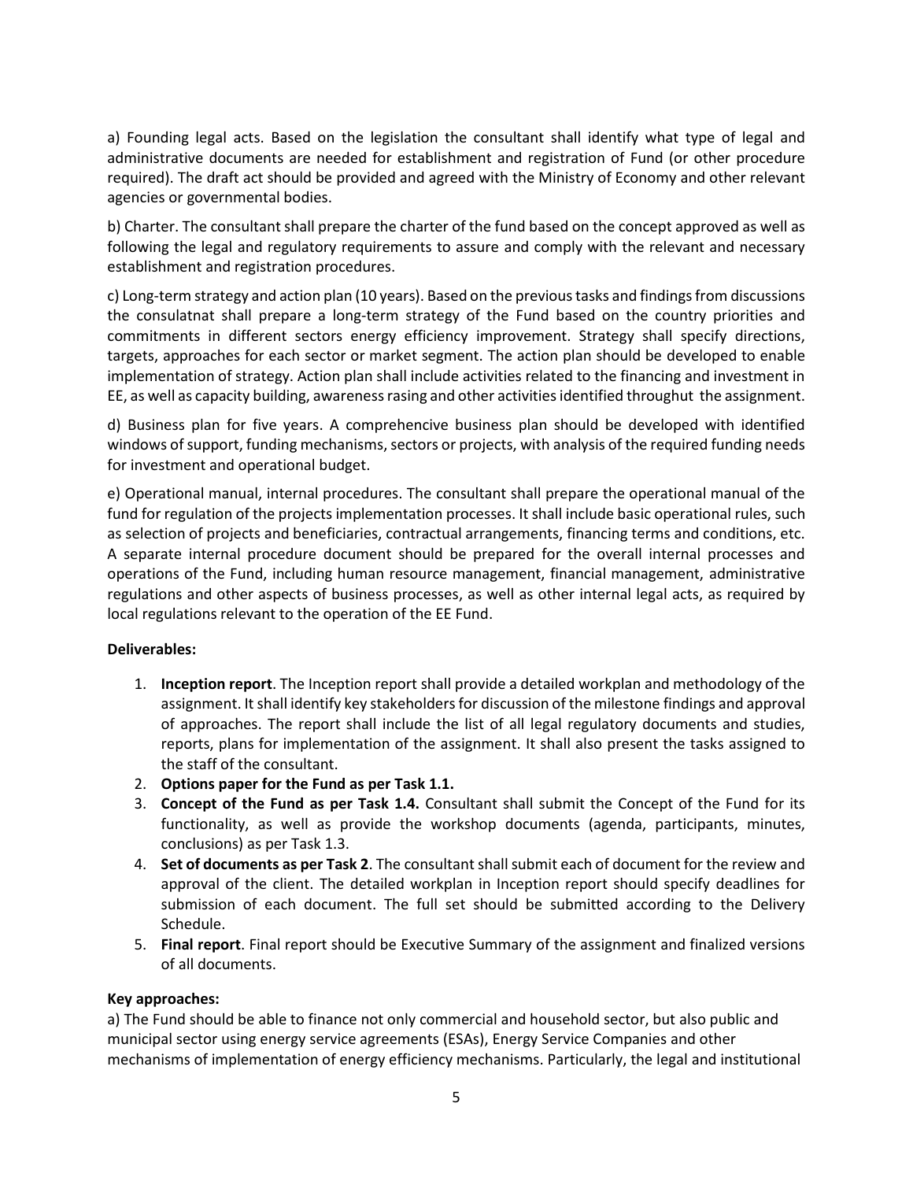a) Founding legal acts. Based on the legislation the consultant shall identify what type of legal and administrative documents are needed for establishment and registration of Fund (or other procedure required). The draft act should be provided and agreed with the Ministry of Economy and other relevant agencies or governmental bodies.

b) Charter. The consultant shall prepare the charter of the fund based on the concept approved as well as following the legal and regulatory requirements to assure and comply with the relevant and necessary establishment and registration procedures.

c) Long-term strategy and action plan (10 years). Based on the previous tasks and findings from discussions the consulatnat shall prepare a long-term strategy of the Fund based on the country priorities and commitments in different sectors energy efficiency improvement. Strategy shall specify directions, targets, approaches for each sector or market segment. The action plan should be developed to enable implementation of strategy. Action plan shall include activities related to the financing and investment in EE, as well as capacity building, awareness rasing and other activities identified throughut the assignment.

d) Business plan for five years. A comprehencive business plan should be developed with identified windows of support, funding mechanisms, sectors or projects, with analysis of the required funding needs for investment and operational budget.

e) Operational manual, internal procedures. The consultant shall prepare the operational manual of the fund for regulation of the projects implementation processes. It shall include basic operational rules, such as selection of projects and beneficiaries, contractual arrangements, financing terms and conditions, etc. A separate internal procedure document should be prepared for the overall internal processes and operations of the Fund, including human resource management, financial management, administrative regulations and other aspects of business processes, as well as other internal legal acts, as required by local regulations relevant to the operation of the EE Fund.

**Deliverables:**

1. **Inception report**. The Inception report shall provide a detailed workplan and methodology of the assignment. It shall identify key stakeholders for discussion of the milestone findings and approval of approaches. The report shall include the list of all legal regulatory documents and studies, reports, plans for implementation of the assignment. It shall also present the tasks assigned to the staff of the consultant.
2. **Options paper for the Fund as per Task 1.1.**
3. **Concept of the Fund as per Task 1.4.** Consultant shall submit the Concept of the Fund for its functionality, as well as provide the workshop documents (agenda, participants, minutes, conclusions) as per Task 1.3.
4. **Set of documents as per Task 2**. The consultant shall submit each of document for the review and approval of the client. The detailed workplan in Inception report should specify deadlines for submission of each document. The full set should be submitted according to the Delivery Schedule.
5. **Final report**. Final report should be Executive Summary of the assignment and finalized versions of all documents.

**Key approaches:**

a) The Fund should be able to finance not only commercial and household sector, but also public and municipal sector using energy service agreements (ESAs), Energy Service Companies and other mechanisms of implementation of energy efficiency mechanisms. Particularly, the legal and institutional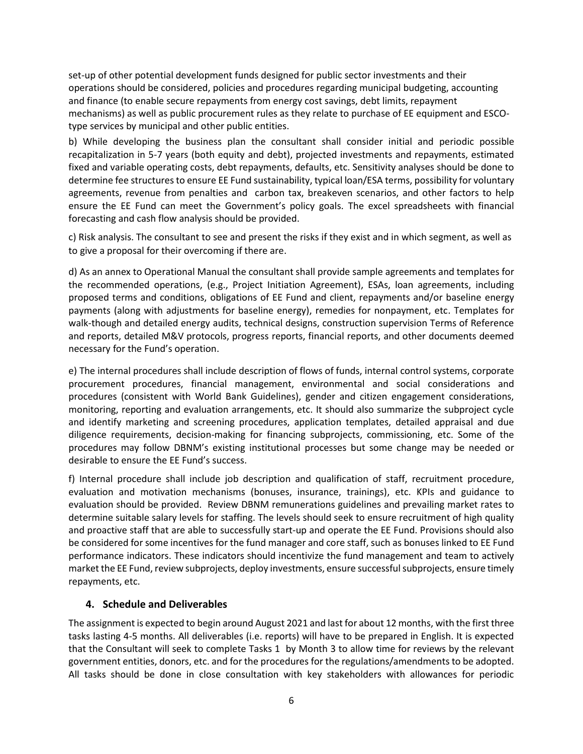set-up of other potential development funds designed for public sector investments and their operations should be considered, policies and procedures regarding municipal budgeting, accounting and finance (to enable secure repayments from energy cost savings, debt limits, repayment mechanisms) as well as public procurement rules as they relate to purchase of EE equipment and ESCO-type services by municipal and other public entities.

b) While developing the business plan the consultant shall consider initial and periodic possible recapitalization in 5-7 years (both equity and debt), projected investments and repayments, estimated fixed and variable operating costs, debt repayments, defaults, etc. Sensitivity analyses should be done to determine fee structures to ensure EE Fund sustainability, typical loan/ESA terms, possibility for voluntary agreements, revenue from penalties and carbon tax, breakeven scenarios, and other factors to help ensure the EE Fund can meet the Government's policy goals. The excel spreadsheets with financial forecasting and cash flow analysis should be provided.

c) Risk analysis. The consultant to see and present the risks if they exist and in which segment, as well as to give a proposal for their overcoming if there are.

d) As an annex to Operational Manual the consultant shall provide sample agreements and templates for the recommended operations, (e.g., Project Initiation Agreement), ESAs, loan agreements, including proposed terms and conditions, obligations of EE Fund and client, repayments and/or baseline energy payments (along with adjustments for baseline energy), remedies for nonpayment, etc. Templates for walk-though and detailed energy audits, technical designs, construction supervision Terms of Reference and reports, detailed M&V protocols, progress reports, financial reports, and other documents deemed necessary for the Fund's operation.

e) The internal procedures shall include description of flows of funds, internal control systems, corporate procurement procedures, financial management, environmental and social considerations and procedures (consistent with World Bank Guidelines), gender and citizen engagement considerations, monitoring, reporting and evaluation arrangements, etc. It should also summarize the subproject cycle and identify marketing and screening procedures, application templates, detailed appraisal and due diligence requirements, decision-making for financing subprojects, commissioning, etc. Some of the procedures may follow DBNM's existing institutional processes but some change may be needed or desirable to ensure the EE Fund's success.

f) Internal procedure shall include job description and qualification of staff, recruitment procedure, evaluation and motivation mechanisms (bonuses, insurance, trainings), etc. KPIs and guidance to evaluation should be provided. Review DBNM remunerations guidelines and prevailing market rates to determine suitable salary levels for staffing. The levels should seek to ensure recruitment of high quality and proactive staff that are able to successfully start-up and operate the EE Fund. Provisions should also be considered for some incentives for the fund manager and core staff, such as bonuses linked to EE Fund performance indicators. These indicators should incentivize the fund management and team to actively market the EE Fund, review subprojects, deploy investments, ensure successful subprojects, ensure timely repayments, etc.

### 4. Schedule and Deliverables

The assignment is expected to begin around August 2021 and last for about 12 months, with the first three tasks lasting 4-5 months. All deliverables (i.e. reports) will have to be prepared in English. It is expected that the Consultant will seek to complete Tasks 1 by Month 3 to allow time for reviews by the relevant government entities, donors, etc. and for the procedures for the regulations/amendments to be adopted. All tasks should be done in close consultation with key stakeholders with allowances for periodic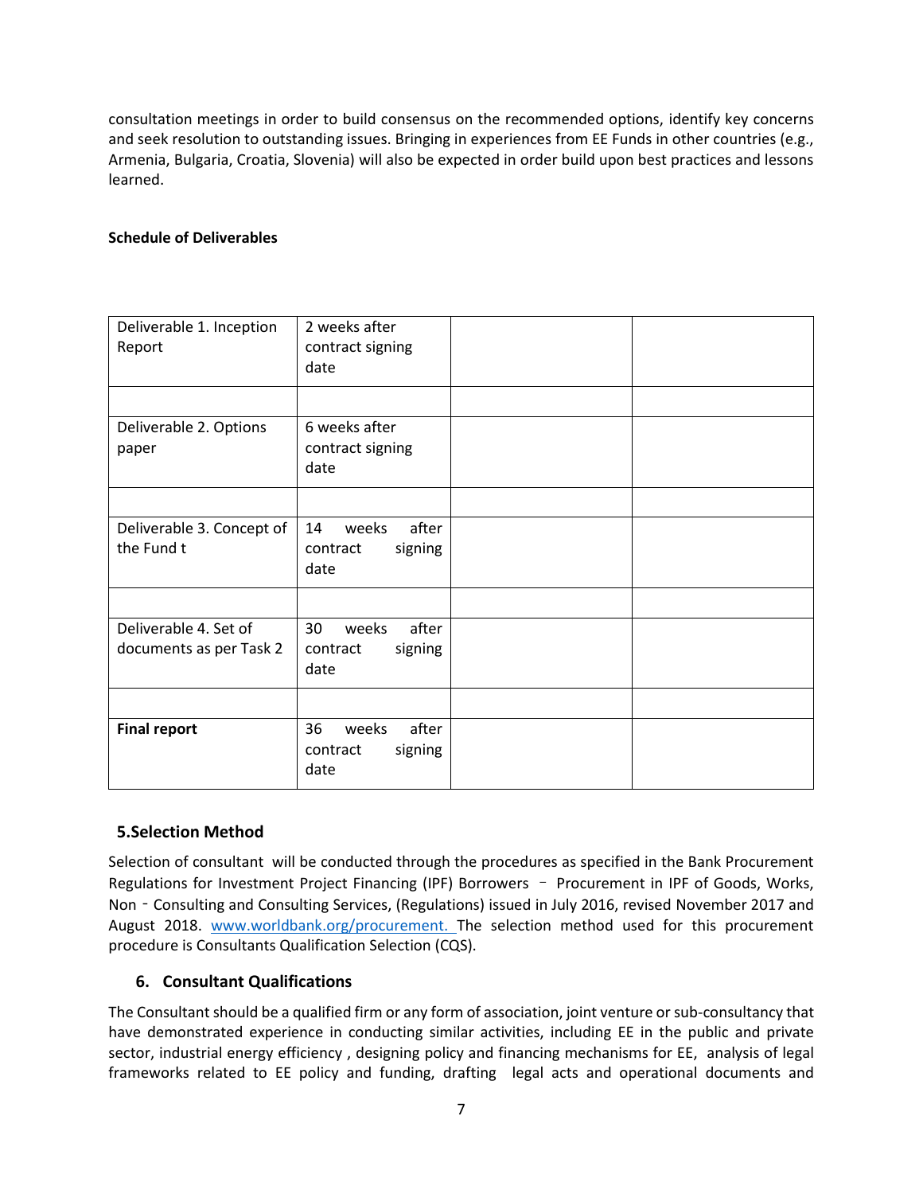consultation meetings in order to build consensus on the recommended options, identify key concerns and seek resolution to outstanding issues. Bringing in experiences from EE Funds in other countries (e.g., Armenia, Bulgaria, Croatia, Slovenia) will also be expected in order build upon best practices and lessons learned.

**Schedule of Deliverables**

| | | | |
|---|---|---|---|
| Deliverable 1. Inception Report | 2 weeks after contract signing date | | |
| | | | |
| Deliverable 2. Options paper | 6 weeks after contract signing date | | |
| | | | |
| Deliverable 3. Concept of the Fund t | 14 weeks after contract signing date | | |
| | | | |
| Deliverable 4. Set of documents as per Task 2 | 30 weeks after contract signing date | | |
| | | | |
| **Final report** | 36 weeks after contract signing date | | |

## 5.Selection Method

Selection of consultant will be conducted through the procedures as specified in the Bank Procurement Regulations for Investment Project Financing (IPF) Borrowers – Procurement in IPF of Goods, Works, Non - Consulting and Consulting Services, (Regulations) issued in July 2016, revised November 2017 and August 2018. www.worldbank.org/procurement. The selection method used for this procurement procedure is Consultants Qualification Selection (CQS).

## 6. Consultant Qualifications

The Consultant should be a qualified firm or any form of association, joint venture or sub-consultancy that have demonstrated experience in conducting similar activities, including EE in the public and private sector, industrial energy efficiency , designing policy and financing mechanisms for EE, analysis of legal frameworks related to EE policy and funding, drafting legal acts and operational documents and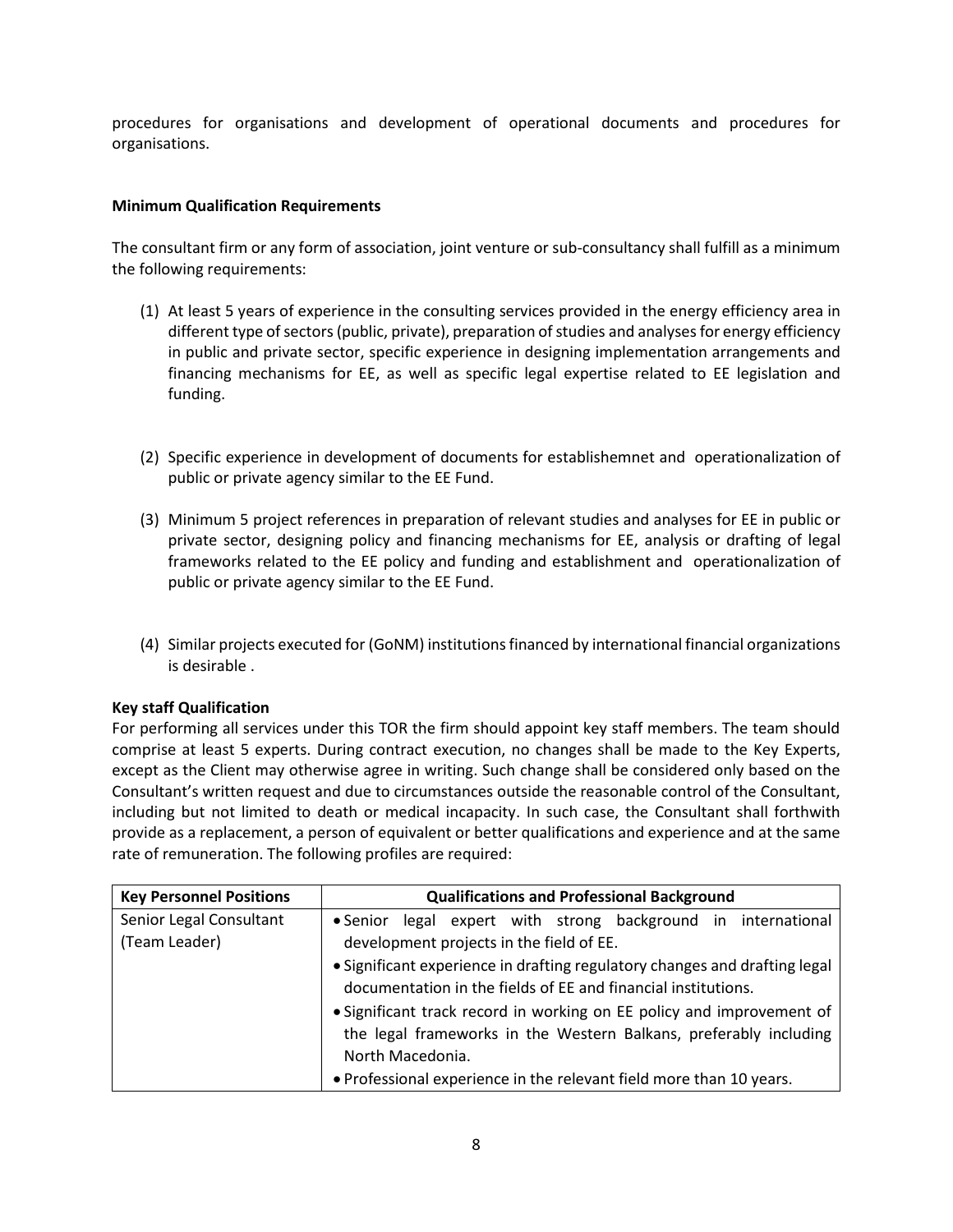procedures for organisations and development of operational documents and procedures for organisations.

**Minimum Qualification Requirements**

The consultant firm or any form of association, joint venture or sub-consultancy shall fulfill as a minimum the following requirements:

(1) At least 5 years of experience in the consulting services provided in the energy efficiency area in different type of sectors (public, private), preparation of studies and analyses for energy efficiency in public and private sector, specific experience in designing implementation arrangements and financing mechanisms for EE, as well as specific legal expertise related to EE legislation and funding.

(2) Specific experience in development of documents for establishemnet and operationalization of public or private agency similar to the EE Fund.

(3) Minimum 5 project references in preparation of relevant studies and analyses for EE in public or private sector, designing policy and financing mechanisms for EE, analysis or drafting of legal frameworks related to the EE policy and funding and establishment and operationalization of public or private agency similar to the EE Fund.

(4) Similar projects executed for (GoNM) institutions financed by international financial organizations is desirable .

**Key staff Qualification**

For performing all services under this TOR the firm should appoint key staff members. The team should comprise at least 5 experts. During contract execution, no changes shall be made to the Key Experts, except as the Client may otherwise agree in writing. Such change shall be considered only based on the Consultant's written request and due to circumstances outside the reasonable control of the Consultant, including but not limited to death or medical incapacity. In such case, the Consultant shall forthwith provide as a replacement, a person of equivalent or better qualifications and experience and at the same rate of remuneration. The following profiles are required:

| Key Personnel Positions | Qualifications and Professional Background |
|---|---|
| Senior Legal Consultant (Team Leader) | • Senior legal expert with strong background in international development projects in the field of EE.<br>• Significant experience in drafting regulatory changes and drafting legal documentation in the fields of EE and financial institutions.<br>• Significant track record in working on EE policy and improvement of the legal frameworks in the Western Balkans, preferably including North Macedonia.<br>• Professional experience in the relevant field more than 10 years. |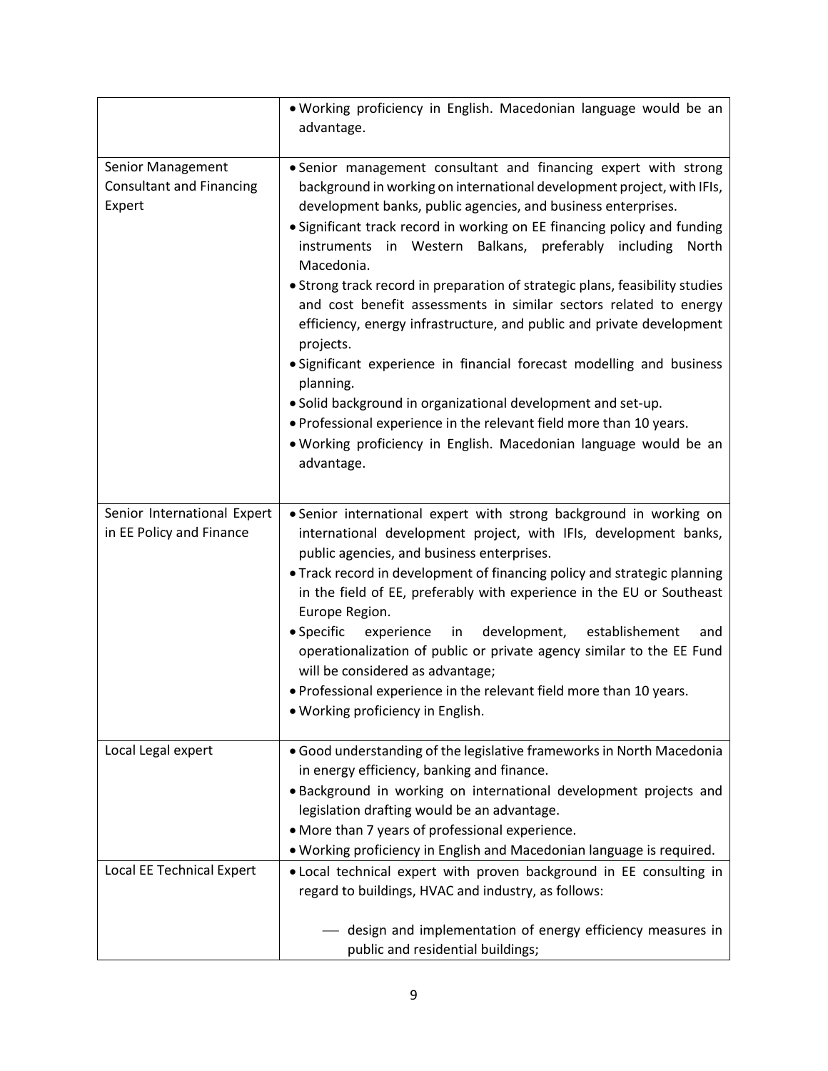| | |
|---|---|
| | • Working proficiency in English. Macedonian language would be an advantage. |
| Senior Management Consultant and Financing Expert | • Senior management consultant and financing expert with strong background in working on international development project, with IFIs, development banks, public agencies, and business enterprises.<br>• Significant track record in working on EE financing policy and funding instruments in Western Balkans, preferably including North Macedonia.<br>• Strong track record in preparation of strategic plans, feasibility studies and cost benefit assessments in similar sectors related to energy efficiency, energy infrastructure, and public and private development projects.<br>• Significant experience in financial forecast modelling and business planning.<br>• Solid background in organizational development and set-up.<br>• Professional experience in the relevant field more than 10 years.<br>• Working proficiency in English. Macedonian language would be an advantage. |
| Senior International Expert in EE Policy and Finance | • Senior international expert with strong background in working on international development project, with IFIs, development banks, public agencies, and business enterprises.<br>• Track record in development of financing policy and strategic planning in the field of EE, preferably with experience in the EU or Southeast Europe Region.<br>• Specific experience in development, establishement and operationalization of public or private agency similar to the EE Fund will be considered as advantage;<br>• Professional experience in the relevant field more than 10 years.<br>• Working proficiency in English. |
| Local Legal expert | • Good understanding of the legislative frameworks in North Macedonia in energy efficiency, banking and finance.<br>• Background in working on international development projects and legislation drafting would be an advantage.<br>• More than 7 years of professional experience.<br>• Working proficiency in English and Macedonian language is required. |
| Local EE Technical Expert | • Local technical expert with proven background in EE consulting in regard to buildings, HVAC and industry, as follows:<br>— design and implementation of energy efficiency measures in public and residential buildings; |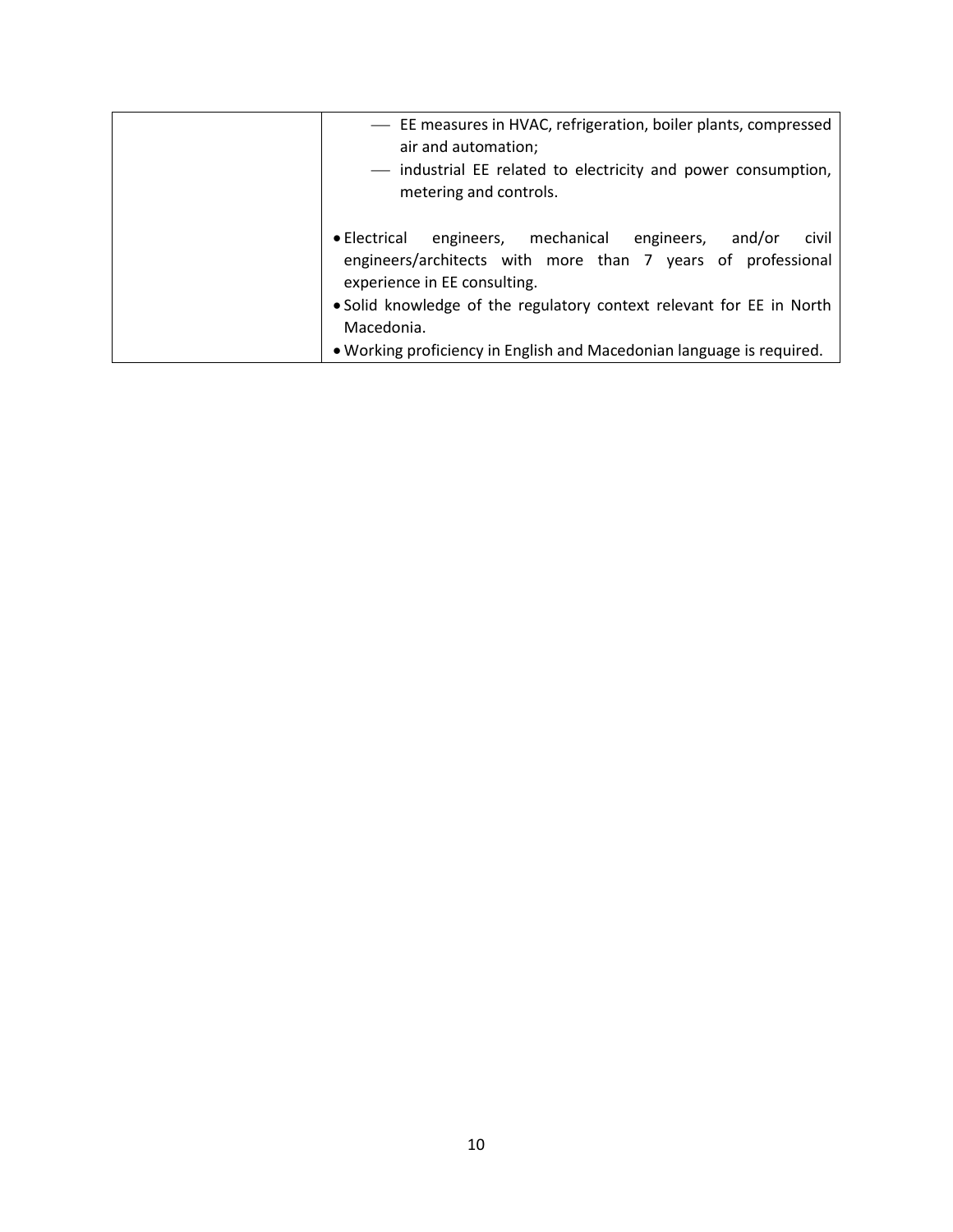| | |
|---|---|
| | — EE measures in HVAC, refrigeration, boiler plants, compressed air and automation;<br>— industrial EE related to electricity and power consumption, metering and controls.<br><br>• Electrical engineers, mechanical engineers, and/or civil engineers/architects with more than 7 years of professional experience in EE consulting.<br>• Solid knowledge of the regulatory context relevant for EE in North Macedonia.<br>• Working proficiency in English and Macedonian language is required. |